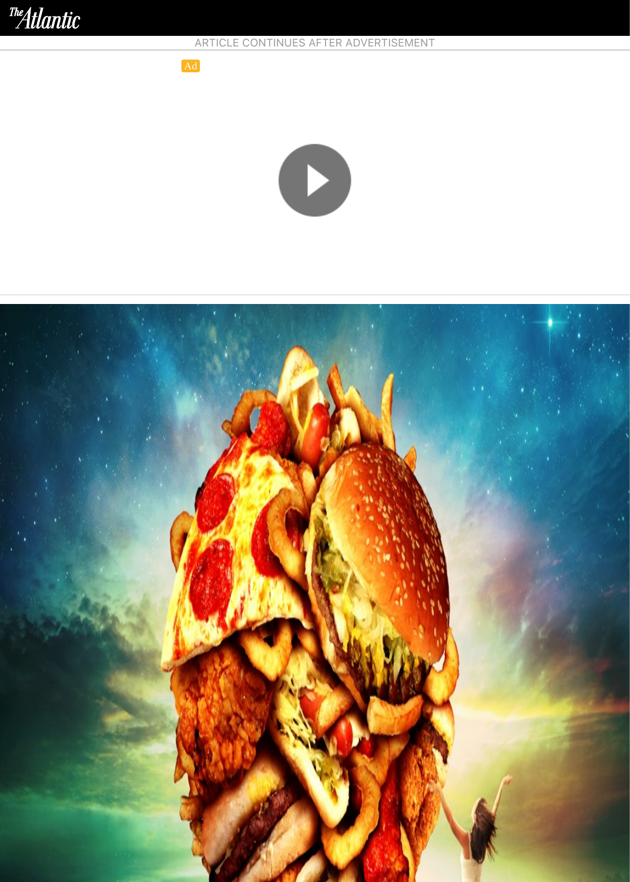ARTICLE CONTINUES AFTER ADVERTISEMENT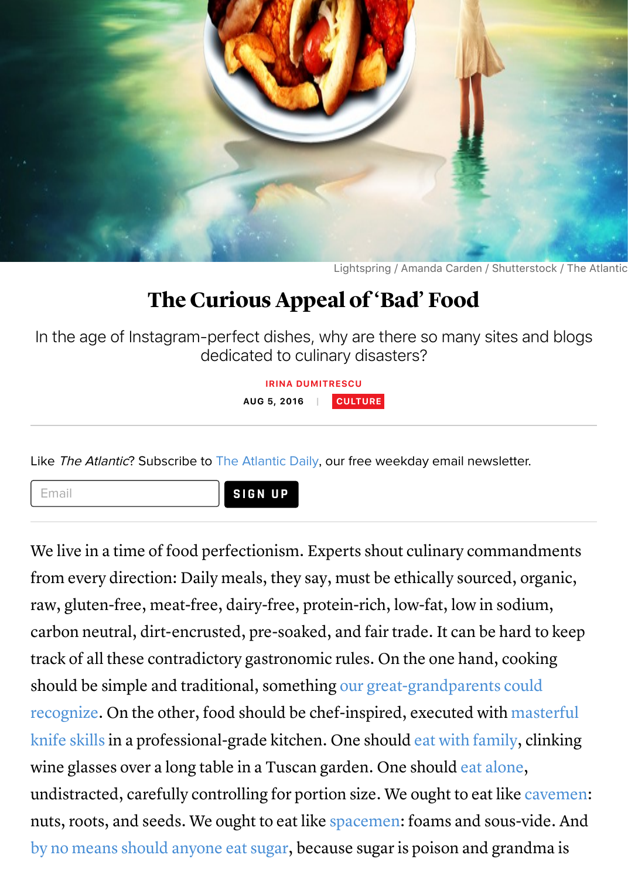Lightspring / Amanda Carden / Shutterstock / The Atlantic

# The Curious Appeal of 'Bad' Food

In the age of Instagram-perfect dishes, why are there so many sites and blogs dedicated to culinary disasters?

IRINA DUMITRESCU

AUG 5, 2016 | CULTURE

Like *The Atlantic*? Subscribe to The Atlantic Daily, our free weekday email newsletter.

We live in a time of food perfectionism. Experts shout culinary commandments from every direction: Daily meals, they say, must be ethically sourced, organic, raw, gluten-free, meat-free, dairy-free, protein-rich, low-fat, low in sodium, carbon neutral, dirt-encrusted, pre-soaked, and fair trade. It can be hard to keep track of all these contradictory gastronomic rules. On the one hand, cooking should be simple and traditional, something our great-grandparents could recognize. On the other, food should be chef-inspired, executed with masterful knife skills in a professional-grade kitchen. One should eat with family, clinking wine glasses over a long table in a Tuscan garden. One should eat alone, undistracted, carefully controlling for portion size. We ought to eat like cavemen: nuts, roots, and seeds. We ought to eat like spacemen: foams and sous-vide. And by no means should anyone eat sugar, because sugar is poison and grandma is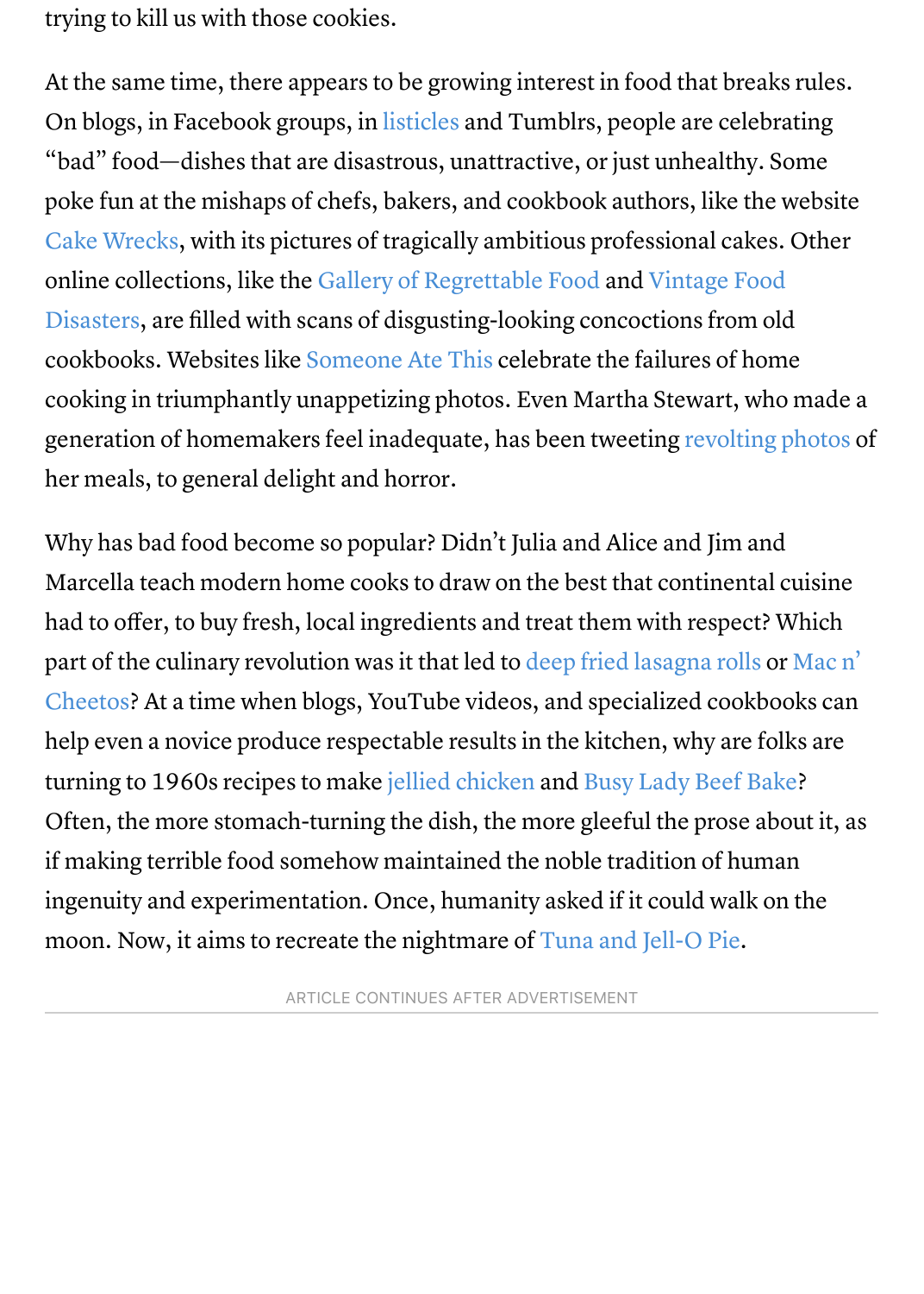trying to kill us with those cookies.

At the same time, there appears to be growing interest in food that breaks rules. On blogs, in Facebook groups, in listicles and Tumblrs, people are celebrating "bad" food—dishes that are disastrous, unattractive, or just unhealthy. Some poke fun at the mishaps of chefs, bakers, and cookbook authors, like the website Cake Wrecks, with its pictures of tragically ambitious professional cakes. Other online collections, like the Gallery of Regrettable Food and Vintage Food Disasters, are filled with scans of disgusting-looking concoctions from old cookbooks. Websites like Someone Ate This celebrate the failures of home cooking in triumphantly unappetizing photos. Even Martha Stewart, who made a generation of homemakers feel inadequate, has been tweeting revolting photos of her meals, to general delight and horror.

Why has bad food become so popular? Didn't Julia and Alice and Jim and Marcella teach modern home cooks to draw on the best that continental cuisine had to offer, to buy fresh, local ingredients and treat them with respect? Which part of the culinary revolution was it that led to deep fried lasagna rolls or Mac n' Cheetos? At a time when blogs, YouTube videos, and specialized cookbooks can help even a novice produce respectable results in the kitchen, why are folks are turning to 1960s recipes to make jellied chicken and Busy Lady Beef Bake? Often, the more stomach-turning the dish, the more gleeful the prose about it, as if making terrible food somehow maintained the noble tradition of human ingenuity and experimentation. Once, humanity asked if it could walk on the moon. Now, it aims to recreate the nightmare of Tuna and Jell-O Pie.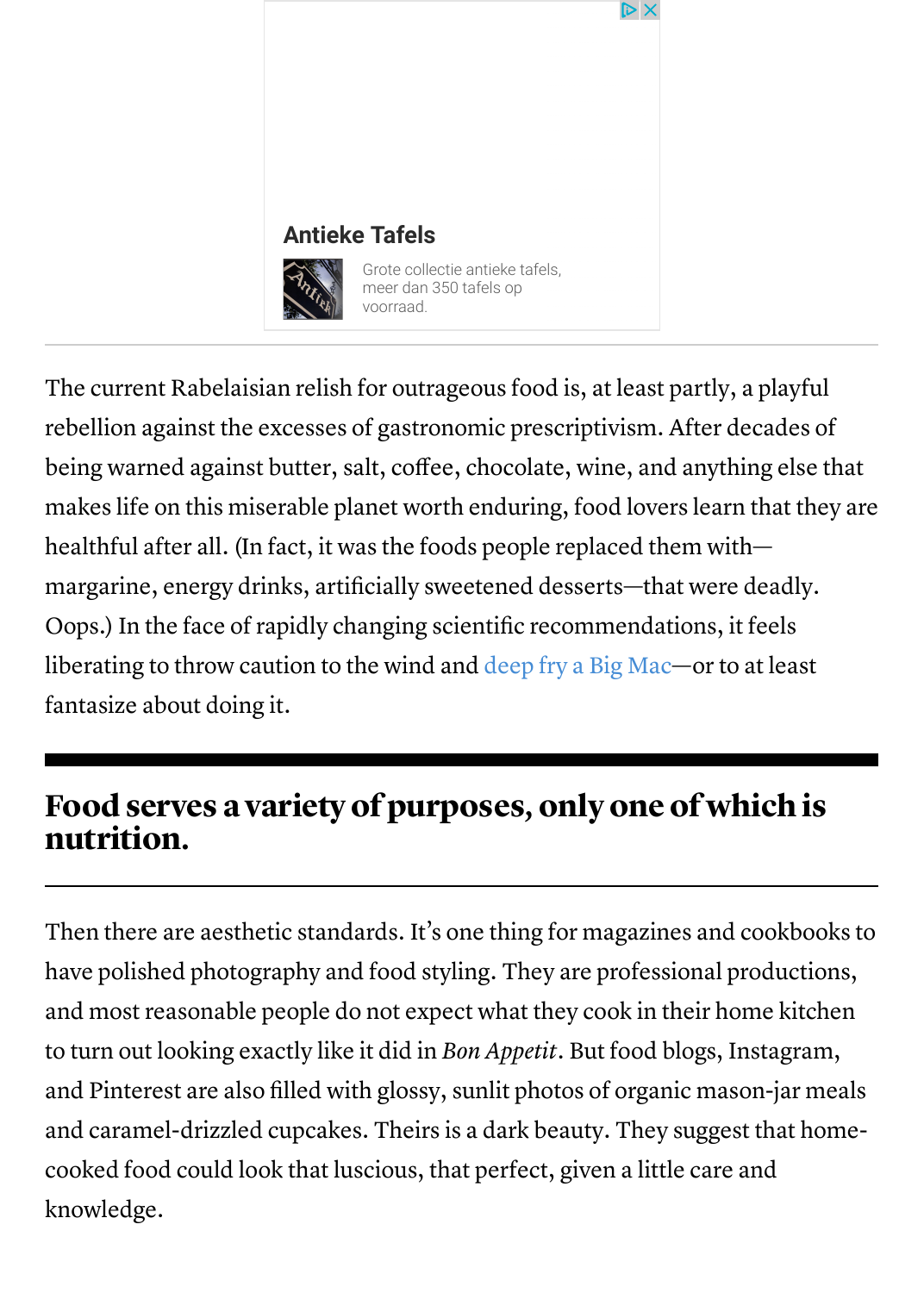The current Rabelaisian relish for outrageous food is, at least partly, a playful rebellion against the excesses of gastronomic prescriptivism. After decades of being warned against butter, salt, coffee, chocolate, wine, and anything else that makes life on this miserable planet worth enduring, food lovers learn that they are healthful after all. (In fact, it was the foods people replaced them with—margarine, energy drinks, artificially sweetened desserts—that were deadly. Oops.) In the face of rapidly changing scientific recommendations, it feels liberating to throw caution to the wind and deep fry a Big Mac—or to at least fantasize about doing it.

## Food serves a variety of purposes, only one of which is nutrition.

Then there are aesthetic standards. It's one thing for magazines and cookbooks to have polished photography and food styling. They are professional productions, and most reasonable people do not expect what they cook in their home kitchen to turn out looking exactly like it did in *Bon Appetit*. But food blogs, Instagram, and Pinterest are also filled with glossy, sunlit photos of organic mason-jar meals and caramel-drizzled cupcakes. Theirs is a dark beauty. They suggest that home-cooked food could look that luscious, that perfect, given a little care and knowledge.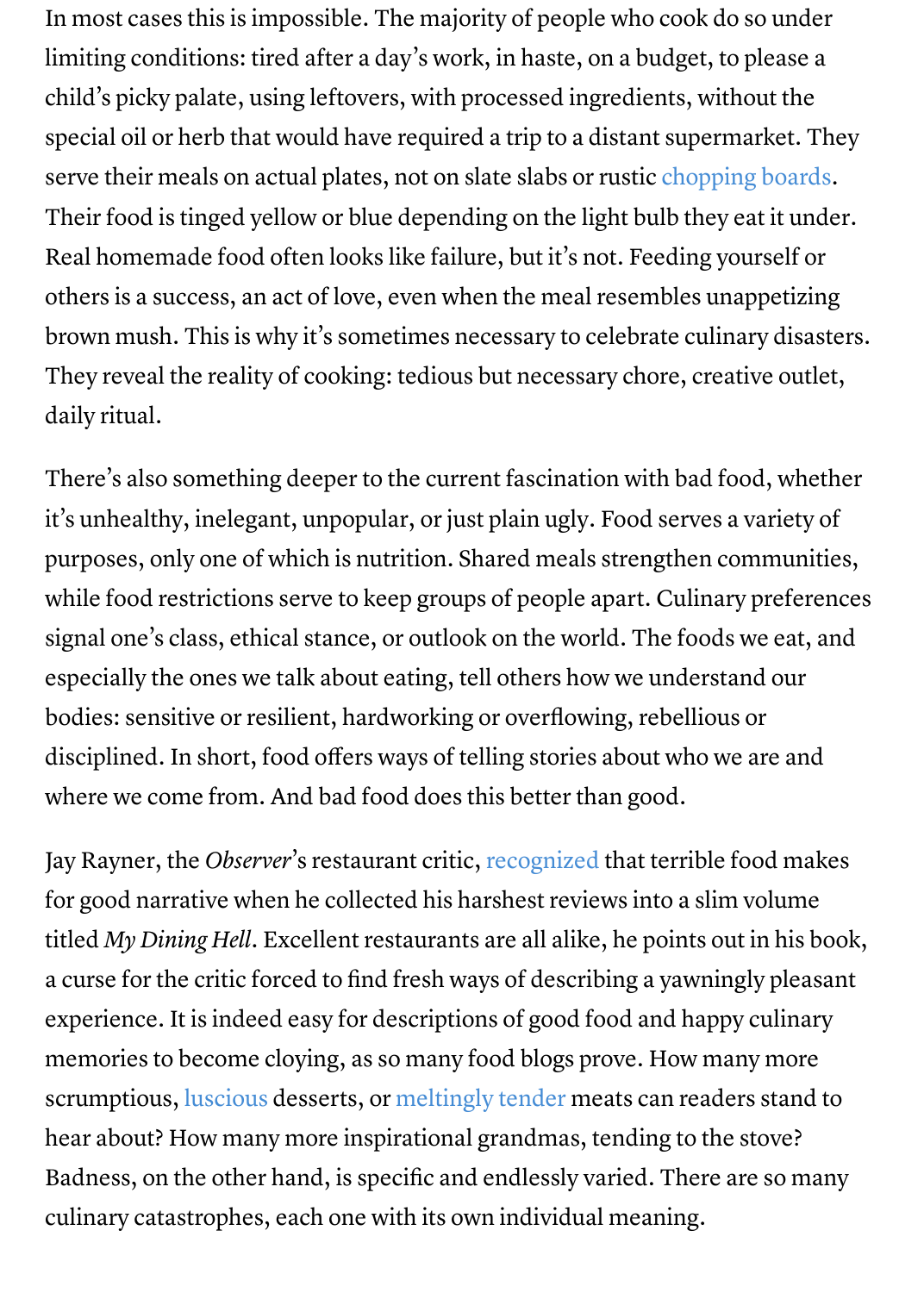In most cases this is impossible. The majority of people who cook do so under limiting conditions: tired after a day's work, in haste, on a budget, to please a child's picky palate, using leftovers, with processed ingredients, without the special oil or herb that would have required a trip to a distant supermarket. They serve their meals on actual plates, not on slate slabs or rustic chopping boards. Their food is tinged yellow or blue depending on the light bulb they eat it under. Real homemade food often looks like failure, but it's not. Feeding yourself or others is a success, an act of love, even when the meal resembles unappetizing brown mush. This is why it's sometimes necessary to celebrate culinary disasters. They reveal the reality of cooking: tedious but necessary chore, creative outlet, daily ritual.

There's also something deeper to the current fascination with bad food, whether it's unhealthy, inelegant, unpopular, or just plain ugly. Food serves a variety of purposes, only one of which is nutrition. Shared meals strengthen communities, while food restrictions serve to keep groups of people apart. Culinary preferences signal one's class, ethical stance, or outlook on the world. The foods we eat, and especially the ones we talk about eating, tell others how we understand our bodies: sensitive or resilient, hardworking or overflowing, rebellious or disciplined. In short, food offers ways of telling stories about who we are and where we come from. And bad food does this better than good.

Jay Rayner, the *Observer*'s restaurant critic, recognized that terrible food makes for good narrative when he collected his harshest reviews into a slim volume titled *My Dining Hell*. Excellent restaurants are all alike, he points out in his book, a curse for the critic forced to find fresh ways of describing a yawningly pleasant experience. It is indeed easy for descriptions of good food and happy culinary memories to become cloying, as so many food blogs prove. How many more scrumptious, luscious desserts, or meltingly tender meats can readers stand to hear about? How many more inspirational grandmas, tending to the stove? Badness, on the other hand, is specific and endlessly varied. There are so many culinary catastrophes, each one with its own individual meaning.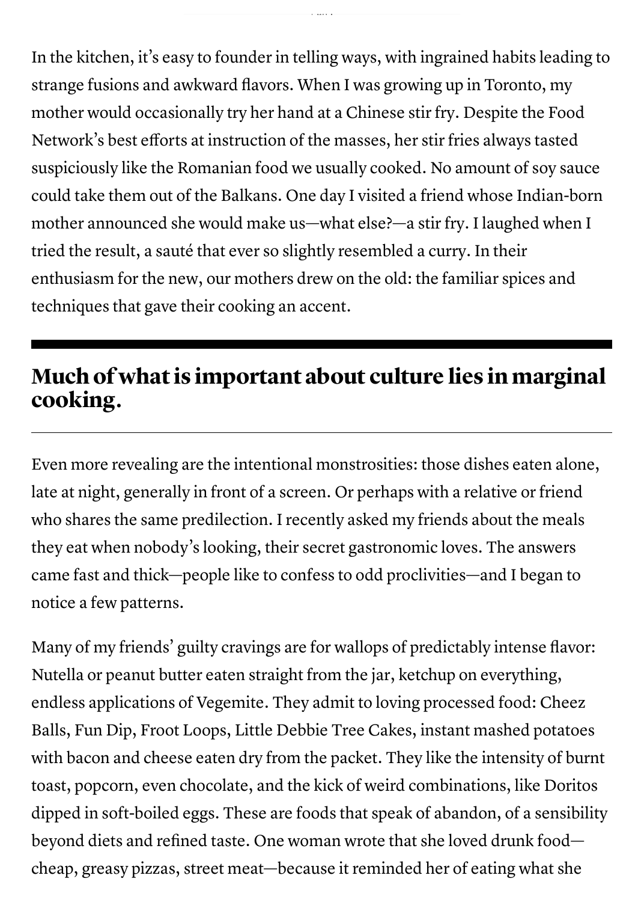In the kitchen, it's easy to founder in telling ways, with ingrained habits leading to strange fusions and awkward flavors. When I was growing up in Toronto, my mother would occasionally try her hand at a Chinese stir fry. Despite the Food Network's best efforts at instruction of the masses, her stir fries always tasted suspiciously like the Romanian food we usually cooked. No amount of soy sauce could take them out of the Balkans. One day I visited a friend whose Indian-born mother announced she would make us—what else?—a stir fry. I laughed when I tried the result, a sauté that ever so slightly resembled a curry. In their enthusiasm for the new, our mothers drew on the old: the familiar spices and techniques that gave their cooking an accent.

## Much of what is important about culture lies in marginal cooking.

Even more revealing are the intentional monstrosities: those dishes eaten alone, late at night, generally in front of a screen. Or perhaps with a relative or friend who shares the same predilection. I recently asked my friends about the meals they eat when nobody's looking, their secret gastronomic loves. The answers came fast and thick—people like to confess to odd proclivities—and I began to notice a few patterns.

Many of my friends' guilty cravings are for wallops of predictably intense flavor: Nutella or peanut butter eaten straight from the jar, ketchup on everything, endless applications of Vegemite. They admit to loving processed food: Cheez Balls, Fun Dip, Froot Loops, Little Debbie Tree Cakes, instant mashed potatoes with bacon and cheese eaten dry from the packet. They like the intensity of burnt toast, popcorn, even chocolate, and the kick of weird combinations, like Doritos dipped in soft-boiled eggs. These are foods that speak of abandon, of a sensibility beyond diets and refined taste. One woman wrote that she loved drunk food—cheap, greasy pizzas, street meat—because it reminded her of eating what she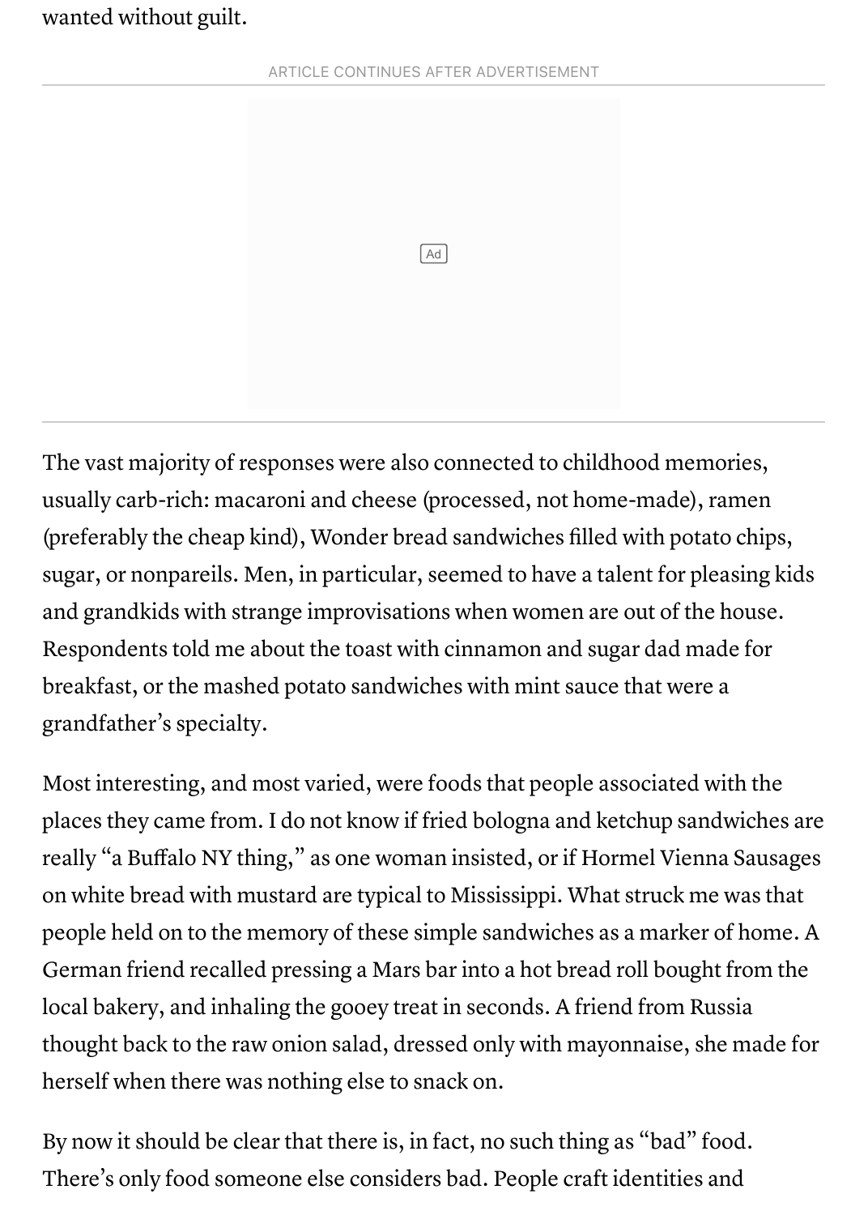wanted without guilt.

The vast majority of responses were also connected to childhood memories, usually carb-rich: macaroni and cheese (processed, not home-made), ramen (preferably the cheap kind), Wonder bread sandwiches filled with potato chips, sugar, or nonpareils. Men, in particular, seemed to have a talent for pleasing kids and grandkids with strange improvisations when women are out of the house. Respondents told me about the toast with cinnamon and sugar dad made for breakfast, or the mashed potato sandwiches with mint sauce that were a grandfather's specialty.

Most interesting, and most varied, were foods that people associated with the places they came from. I do not know if fried bologna and ketchup sandwiches are really "a Buffalo NY thing," as one woman insisted, or if Hormel Vienna Sausages on white bread with mustard are typical to Mississippi. What struck me was that people held on to the memory of these simple sandwiches as a marker of home. A German friend recalled pressing a Mars bar into a hot bread roll bought from the local bakery, and inhaling the gooey treat in seconds. A friend from Russia thought back to the raw onion salad, dressed only with mayonnaise, she made for herself when there was nothing else to snack on.

By now it should be clear that there is, in fact, no such thing as "bad" food. There's only food someone else considers bad. People craft identities and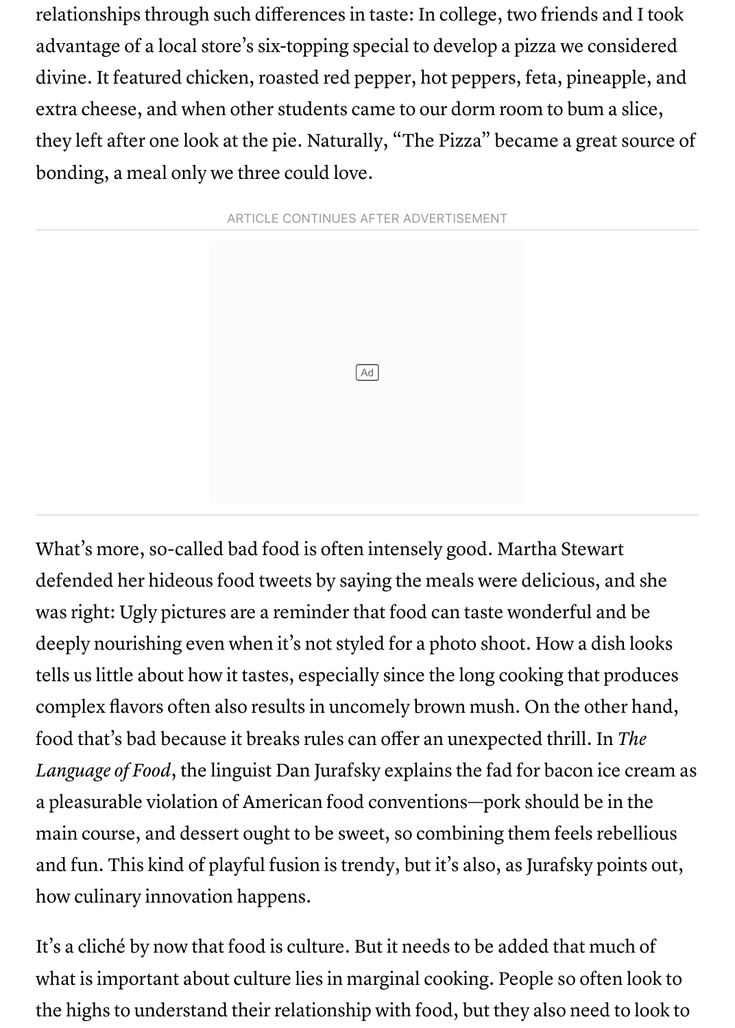relationships through such differences in taste: In college, two friends and I took advantage of a local store's six-topping special to develop a pizza we considered divine. It featured chicken, roasted red pepper, hot peppers, feta, pineapple, and extra cheese, and when other students came to our dorm room to bum a slice, they left after one look at the pie. Naturally, "The Pizza" became a great source of bonding, a meal only we three could love.

What's more, so-called bad food is often intensely good. Martha Stewart defended her hideous food tweets by saying the meals were delicious, and she was right: Ugly pictures are a reminder that food can taste wonderful and be deeply nourishing even when it's not styled for a photo shoot. How a dish looks tells us little about how it tastes, especially since the long cooking that produces complex flavors often also results in uncomely brown mush. On the other hand, food that's bad because it breaks rules can offer an unexpected thrill. In *The Language of Food*, the linguist Dan Jurafsky explains the fad for bacon ice cream as a pleasurable violation of American food conventions—pork should be in the main course, and dessert ought to be sweet, so combining them feels rebellious and fun. This kind of playful fusion is trendy, but it's also, as Jurafsky points out, how culinary innovation happens.

It's a cliché by now that food is culture. But it needs to be added that much of what is important about culture lies in marginal cooking. People so often look to the highs to understand their relationship with food, but they also need to look to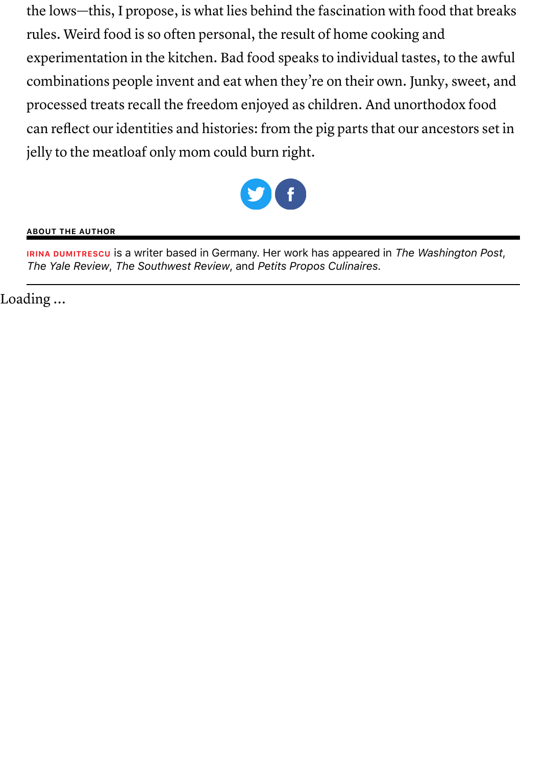the lows—this, I propose, is what lies behind the fascination with food that breaks rules. Weird food is so often personal, the result of home cooking and experimentation in the kitchen. Bad food speaks to individual tastes, to the awful combinations people invent and eat when they're on their own. Junky, sweet, and processed treats recall the freedom enjoyed as children. And unorthodox food can reflect our identities and histories: from the pig parts that our ancestors set in jelly to the meatloaf only mom could burn right.

**ABOUT THE AUTHOR**

**IRINA DUMITRESCU** is a writer based in Germany. Her work has appeared in *The Washington Post*, *The Yale Review*, *The Southwest Review*, and *Petits Propos Culinaires*.

Loading ...